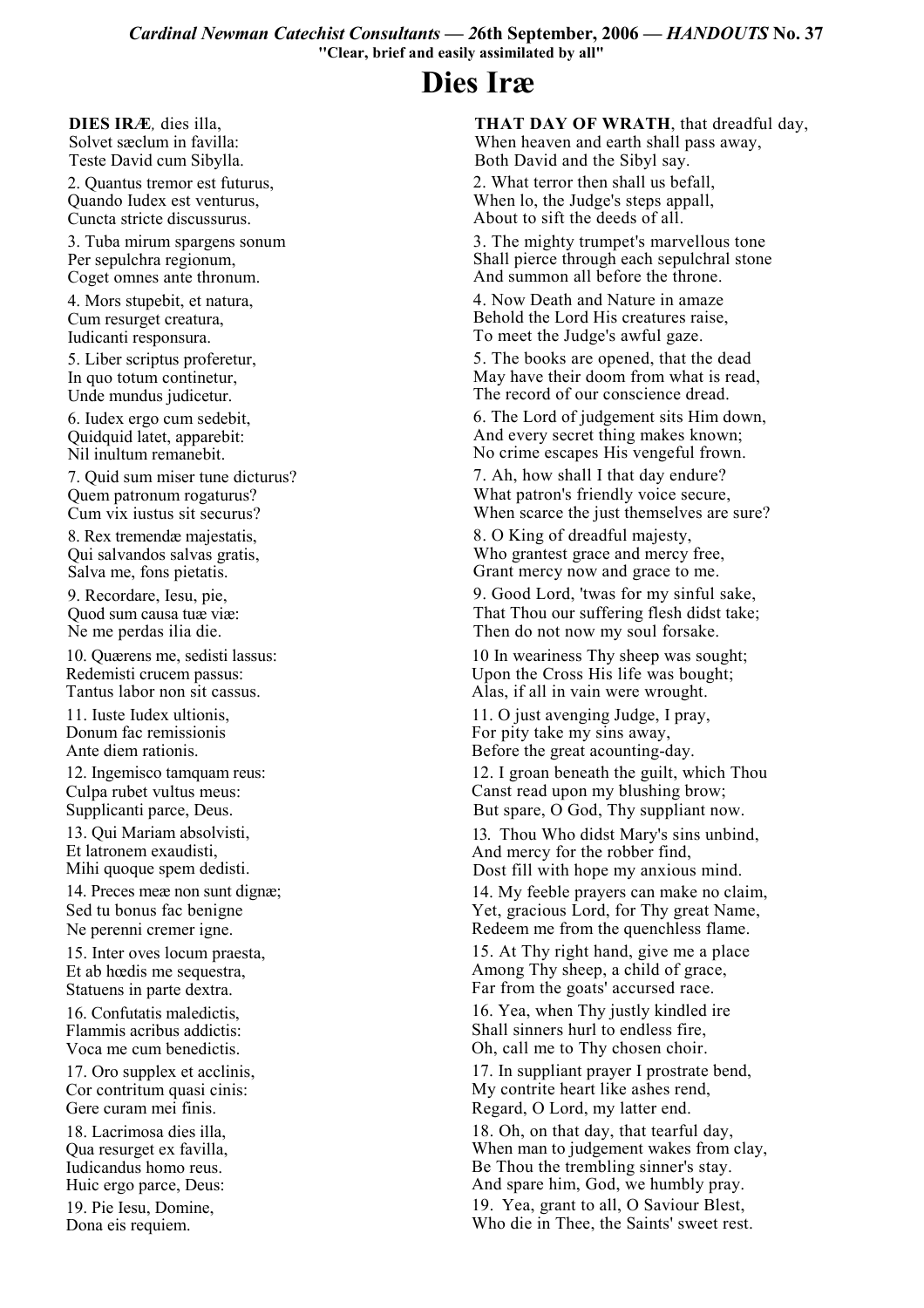***Cardinal Newman Catechist Consultants — 26th September, 2006 — HANDOUTS* No. 37**

**"Clear, brief and easily assimilated by all"**

# Dies Iræ

**DIES IRÆ**, dies illa,
Solvet sæclum in favilla:
Teste David cum Sibylla.

2. Quantus tremor est futurus,
Quando Iudex est venturus,
Cuncta stricte discussurus.

3. Tuba mirum spargens sonum
Per sepulchra regionum,
Coget omnes ante thronum.

4. Mors stupebit, et natura,
Cum resurget creatura,
Iudicanti responsura.

5. Liber scriptus proferetur,
In quo totum continetur,
Unde mundus judicetur.

6. Iudex ergo cum sedebit,
Quidquid latet, apparebit:
Nil inultum remanebit.

7. Quid sum miser tunc dicturus?
Quem patronum rogaturus?
Cum vix iustus sit securus?

8. Rex tremendæ majestatis,
Qui salvandos salvas gratis,
Salva me, fons pietatis.

9. Recordare, Iesu, pie,
Quod sum causa tuæ viæ:
Ne me perdas ilia die.

10. Quærens me, sedisti lassus:
Redemisti crucem passus:
Tantus labor non sit cassus.

11. Iuste Iudex ultionis,
Donum fac remissionis
Ante diem rationis.

12. Ingemisco tamquam reus:
Culpa rubet vultus meus:
Supplicanti parce, Deus.

13. Qui Mariam absolvisti,
Et latronem exaudisti,
Mihi quoque spem dedisti.

14. Preces meæ non sunt dignæ;
Sed tu bonus fac benigne
Ne perenni cremer igne.

15. Inter oves locum praesta,
Et ab hœdis me sequestra,
Statuens in parte dextra.

16. Confutatis maledictis,
Flammis acribus addictis:
Voca me cum benedictis.

17. Oro supplex et acclinis,
Cor contritum quasi cinis:
Gere curam mei finis.

18. Lacrimosa dies illa,
Qua resurget ex favilla,
Iudicandus homo reus.
Huic ergo parce, Deus:

19. Pie Iesu, Domine,
Dona eis requiem.

**THAT DAY OF WRATH**, that dreadful day,
When heaven and earth shall pass away,
Both David and the Sibyl say.

2. What terror then shall us befall,
When lo, the Judge's steps appall,
About to sift the deeds of all.

3. The mighty trumpet's marvellous tone
Shall pierce through each sepulchral stone
And summon all before the throne.

4. Now Death and Nature in amaze
Behold the Lord His creatures raise,
To meet the Judge's awful gaze.

5. The books are opened, that the dead
May have their doom from what is read,
The record of our conscience dread.

6. The Lord of judgement sits Him down,
And every secret thing makes known;
No crime escapes His vengeful frown.

7. Ah, how shall I that day endure?
What patron's friendly voice secure,
When scarce the just themselves are sure?

8. O King of dreadful majesty,
Who grantest grace and mercy free,
Grant mercy now and grace to me.

9. Good Lord, 'twas for my sinful sake,
That Thou our suffering flesh didst take;
Then do not now my soul forsake.

10 In weariness Thy sheep was sought;
Upon the Cross His life was bought;
Alas, if all in vain were wrought.

11. O just avenging Judge, I pray,
For pity take my sins away,
Before the great acounting-day.

12. I groan beneath the guilt, which Thou
Canst read upon my blushing brow;
But spare, O God, Thy suppliant now.

13. Thou Who didst Mary's sins unbind,
And mercy for the robber find,
Dost fill with hope my anxious mind.

14. My feeble prayers can make no claim,
Yet, gracious Lord, for Thy great Name,
Redeem me from the quenchless flame.

15. At Thy right hand, give me a place
Among Thy sheep, a child of grace,
Far from the goats' accursed race.

16. Yea, when Thy justly kindled ire
Shall sinners hurl to endless fire,
Oh, call me to Thy chosen choir.

17. In suppliant prayer I prostrate bend,
My contrite heart like ashes rend,
Regard, O Lord, my latter end.

18. Oh, on that day, that tearful day,
When man to judgement wakes from clay,
Be Thou the trembling sinner's stay.
And spare him, God, we humbly pray.

19. Yea, grant to all, O Saviour Blest,
Who die in Thee, the Saints' sweet rest.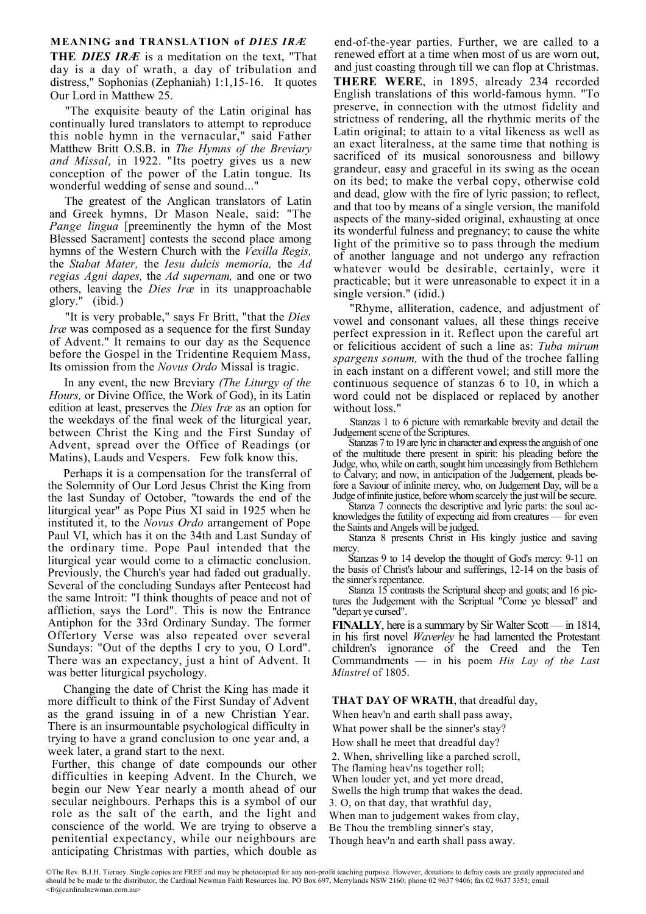## MEANING and TRANSLATION of *DIES IRÆ*

**THE *DIES IRÆ*** is a meditation on the text, "That day is a day of wrath, a day of tribulation and distress," Sophonias (Zephaniah) 1:1,15-16. It quotes Our Lord in Matthew 25.

"The exquisite beauty of the Latin original has continually lured translators to attempt to reproduce this noble hymn in the vernacular," said Father Matthew Britt O.S.B. in *The Hymns of the Breviary and Missal,* in 1922. "Its poetry gives us a new conception of the power of the Latin tongue. Its wonderful wedding of sense and sound..."

The greatest of the Anglican translators of Latin and Greek hymns, Dr Mason Neale, said: "The *Pange lingua* [preeminently the hymn of the Most Blessed Sacrament] contests the second place among hymns of the Western Church with the *Vexilla Regis,* the *Stabat Mater,* the *Iesu dulcis memoria,* the *Ad regias Agni dapes,* the *Ad supernam,* and one or two others, leaving the *Dies Iræ* in its unapproachable glory." (ibid.)

"It is very probable," says Fr Britt, "that the *Dies Iræ* was composed as a sequence for the first Sunday of Advent." It remains to our day as the Sequence before the Gospel in the Tridentine Requiem Mass, Its omission from the *Novus Ordo* Missal is tragic.

In any event, the new Breviary *(The Liturgy of the Hours,* or Divine Office, the Work of God), in its Latin edition at least, preserves the *Dies Iræ* as an option for the weekdays of the final week of the liturgical year, between Christ the King and the First Sunday of Advent, spread over the Office of Readings (or Matins), Lauds and Vespers. Few folk know this.

Perhaps it is a compensation for the transferral of the Solemnity of Our Lord Jesus Christ the King from the last Sunday of October, "towards the end of the liturgical year" as Pope Pius XI said in 1925 when he instituted it, to the *Novus Ordo* arrangement of Pope Paul VI, which has it on the 34th and Last Sunday of the ordinary time. Pope Paul intended that the liturgical year would come to a climactic conclusion. Previously, the Church's year had faded out gradually. Several of the concluding Sundays after Pentecost had the same Introit: "I think thoughts of peace and not of affliction, says the Lord". This is now the Entrance Antiphon for the 33rd Ordinary Sunday. The former Offertory Verse was also repeated over several Sundays: "Out of the depths I cry to you, O Lord". There was an expectancy, just a hint of Advent. It was better liturgical psychology.

Changing the date of Christ the King has made it more difficult to think of the First Sunday of Advent as the grand issuing in of a new Christian Year. There is an insurmountable psychological difficulty in trying to have a grand conclusion to one year and, a week later, a grand start to the next.

Further, this change of date compounds our other difficulties in keeping Advent. In the Church, we begin our New Year nearly a month ahead of our secular neighbours. Perhaps this is a symbol of our role as the salt of the earth, and the light and conscience of the world. We are trying to observe a penitential expectancy, while our neighbours are anticipating Christmas with parties, which double as end-of-the-year parties. Further, we are called to a renewed effort at a time when most of us are worn out, and just coasting through till we can flop at Christmas.

**THERE WERE**, in 1895, already 234 recorded English translations of this world-famous hymn. "To preserve, in connection with the utmost fidelity and strictness of rendering, all the rhythmic merits of the Latin original; to attain to a vital likeness as well as an exact literalness, at the same time that nothing is sacrificed of its musical sonorousness and billowy grandeur, easy and graceful in its swing as the ocean on its bed; to make the verbal copy, otherwise cold and dead, glow with the fire of lyric passion; to reflect, and that too by means of a single version, the manifold aspects of the many-sided original, exhausting at once its wonderful fulness and pregnancy; to cause the white light of the primitive so to pass through the medium of another language and not undergo any refraction whatever would be desirable, certainly, were it practicable; but it were unreasonable to expect it in a single version." (idid.)

"Rhyme, alliteration, cadence, and adjustment of vowel and consonant values, all these things receive perfect expression in it. Reflect upon the careful art or felicitious accident of such a line as: *Tuba mirum spargens sonum,* with the thud of the trochee falling in each instant on a different vowel; and still more the continuous sequence of stanzas 6 to 10, in which a word could not be displaced or replaced by another without loss."

Stanzas 1 to 6 picture with remarkable brevity and detail the Judgement scene of the Scriptures.

Stanzas 7 to 19 are lyric in character and express the anguish of one of the multitude there present in spirit: his pleading before the Judge, who, while on earth, sought him unceasingly from Bethlehem to Calvary; and now, in anticipation of the Judgement, pleads before a Saviour of infinite mercy, who, on Judgement Day, will be a Judge of infinite justice, before whom scarcely the just will be secure.

Stanza 7 connects the descriptive and lyric parts: the soul acknowledges the futility of expecting aid from creatures — for even the Saints and Angels will be judged.

Stanza 8 presents Christ in His kingly justice and saving mercy.

Stanzas 9 to 14 develop the thought of God's mercy: 9-11 on the basis of Christ's labour and sufferings, 12-14 on the basis of the sinner's repentance.

Stanza 15 contrasts the Scriptural sheep and goats; and 16 pictures the Judgement with the Scriptual "Come ye blessed" and "depart ye cursed".

**FINALLY**, here is a summary by Sir Walter Scott — in 1814, in his first novel *Waverley* he had lamented the Protestant children's ignorance of the Creed and the Ten Commandments — in his poem *His Lay of the Last Minstrel* of 1805.

**THAT DAY OF WRATH**, that dreadful day,
When heav'n and earth shall pass away,
What power shall be the sinner's stay?
How shall he meet that dreadful day?

2. When, shrivelling like a parched scroll,
The flaming heav'ns together roll;
When louder yet, and yet more dread,
Swells the high trump that wakes the dead.

3. O, on that day, that wrathful day,
When man to judgement wakes from clay,
Be Thou the trembling sinner's stay,
Though heav'n and earth shall pass away.

©The Rev. B.J.H. Tierney. Single copies are FREE and may be photocopied for any non-profit teaching purpose. However, donations to defray costs are greatly appreciated and should be be made to the distributor, the Cardinal Newman Faith Resources Inc. PO Box 697, Merrylands NSW 2160; phone 02 9637 9406; fax 02 9637 3351; email <fr@cardinalnewman.com.au>